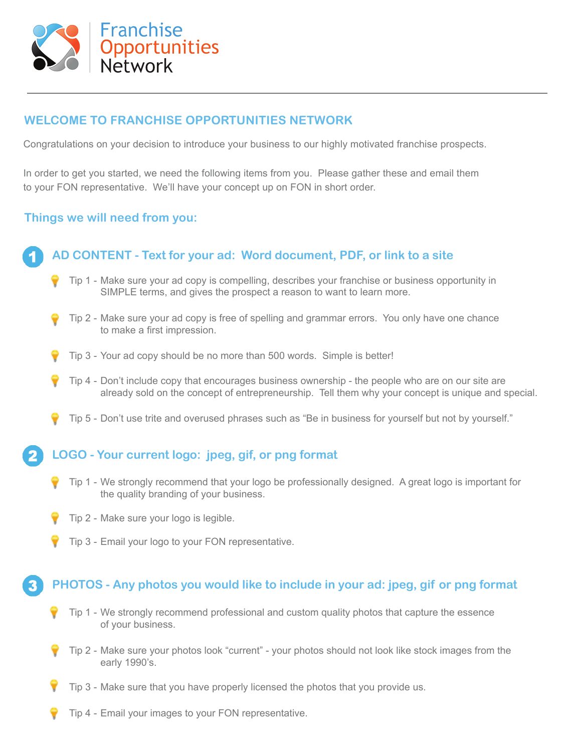Franchise Opportunities Network

## WELCOME TO FRANCHISE OPPORTUNITIES NETWORK

Congratulations on your decision to introduce your business to our highly motivated franchise prospects.

In order to get you started, we need the following items from you. Please gather these and email them to your FON representative. We'll have your concept up on FON in short order.

### Things we will need from you:

### 1. AD CONTENT - Text for your ad: Word document, PDF, or link to a site

- Tip 1 - Make sure your ad copy is compelling, describes your franchise or business opportunity in SIMPLE terms, and gives the prospect a reason to want to learn more.
- Tip 2 - Make sure your ad copy is free of spelling and grammar errors. You only have one chance to make a first impression.
- Tip 3 - Your ad copy should be no more than 500 words. Simple is better!
- Tip 4 - Don't include copy that encourages business ownership - the people who are on our site are already sold on the concept of entrepreneurship. Tell them why your concept is unique and special.
- Tip 5 - Don't use trite and overused phrases such as "Be in business for yourself but not by yourself."

### 2. LOGO - Your current logo: jpeg, gif, or png format

- Tip 1 - We strongly recommend that your logo be professionally designed. A great logo is important for the quality branding of your business.
- Tip 2 - Make sure your logo is legible.
- Tip 3 - Email your logo to your FON representative.

### 3. PHOTOS - Any photos you would like to include in your ad: jpeg, gif or png format

- Tip 1 - We strongly recommend professional and custom quality photos that capture the essence of your business.
- Tip 2 - Make sure your photos look "current" - your photos should not look like stock images from the early 1990's.
- Tip 3 - Make sure that you have properly licensed the photos that you provide us.
- Tip 4 - Email your images to your FON representative.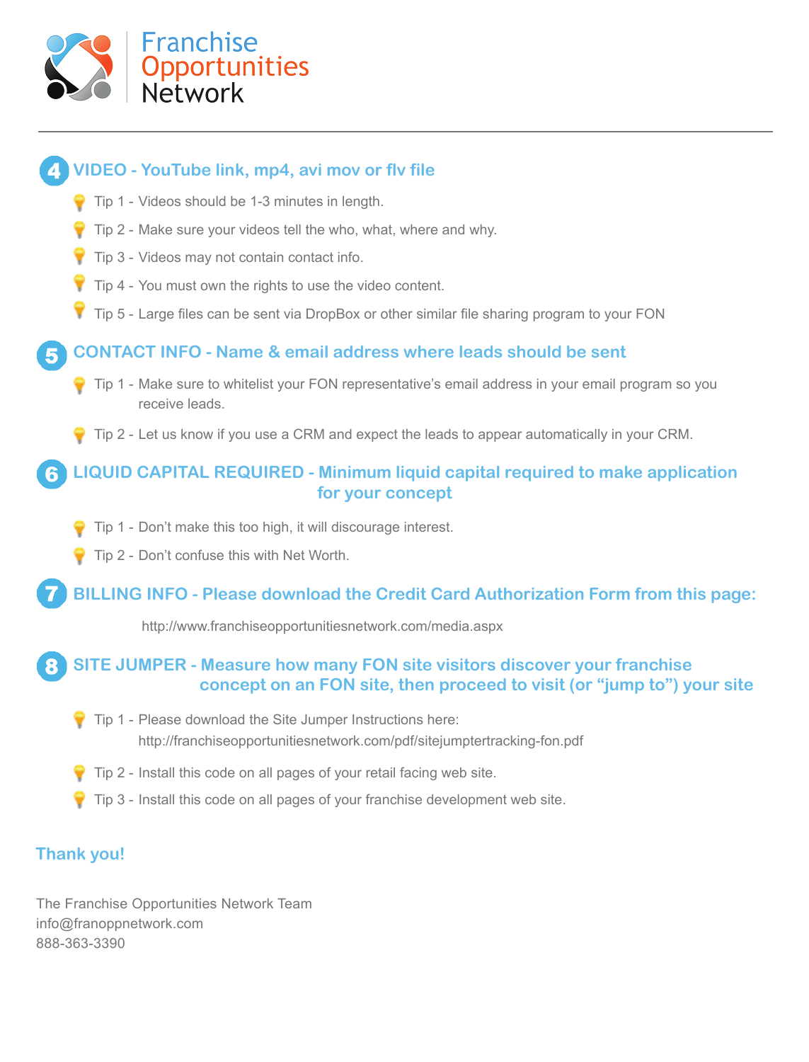Franchise Opportunities Network

## 4 VIDEO - YouTube link, mp4, avi mov or flv file

- Tip 1 - Videos should be 1-3 minutes in length.
- Tip 2 - Make sure your videos tell the who, what, where and why.
- Tip 3 - Videos may not contain contact info.
- Tip 4 - You must own the rights to use the video content.
- Tip 5 - Large files can be sent via DropBox or other similar file sharing program to your FON

## 5 CONTACT INFO - Name & email address where leads should be sent

- Tip 1 - Make sure to whitelist your FON representative's email address in your email program so you receive leads.
- Tip 2 - Let us know if you use a CRM and expect the leads to appear automatically in your CRM.

## 6 LIQUID CAPITAL REQUIRED - Minimum liquid capital required to make application for your concept

- Tip 1 - Don't make this too high, it will discourage interest.
- Tip 2 - Don't confuse this with Net Worth.

## 7 BILLING INFO - Please download the Credit Card Authorization Form from this page:

http://www.franchiseopportunitiesnetwork.com/media.aspx

## 8 SITE JUMPER - Measure how many FON site visitors discover your franchise concept on an FON site, then proceed to visit (or "jump to") your site

- Tip 1 - Please download the Site Jumper Instructions here: http://franchiseopportunitiesnetwork.com/pdf/sitejumptertracking-fon.pdf
- Tip 2 - Install this code on all pages of your retail facing web site.
- Tip 3 - Install this code on all pages of your franchise development web site.

**Thank you!**

The Franchise Opportunities Network Team
info@franoppnetwork.com
888-363-3390